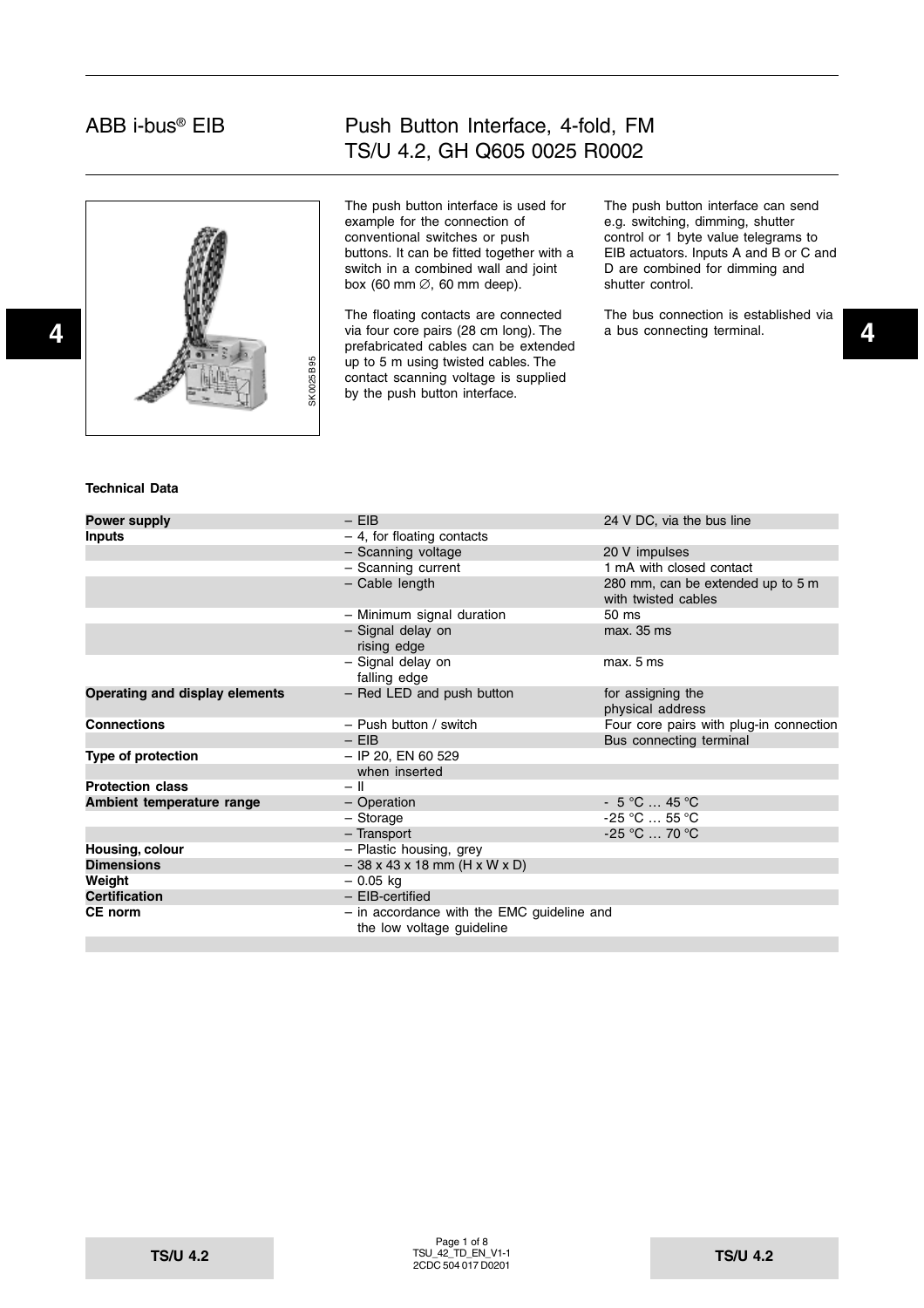# ABB i-bus® EIB

## Push Button Interface, 4-fold, FM
## TS/U 4.2, GH Q605 0025 R0002

The push button interface is used for example for the connection of conventional switches or push buttons. It can be fitted together with a switch in a combined wall and joint box (60 mm ∅, 60 mm deep).

The floating contacts are connected via four core pairs (28 cm long). The prefabricated cables can be extended up to 5 m using twisted cables. The contact scanning voltage is supplied by the push button interface.

The push button interface can send e.g. switching, dimming, shutter control or 1 byte value telegrams to EIB actuators. Inputs A and B or C and D are combined for dimming and shutter control.

The bus connection is established via a bus connecting terminal.

### Technical Data

| | | |
|---|---|---|
| **Power supply** | – EIB | 24 V DC, via the bus line |
| **Inputs** | – 4, for floating contacts | |
| | – Scanning voltage | 20 V impulses |
| | – Scanning current | 1 mA with closed contact |
| | – Cable length | 280 mm, can be extended up to 5 m with twisted cables |
| | – Minimum signal duration | 50 ms |
| | – Signal delay on rising edge | max. 35 ms |
| | – Signal delay on falling edge | max. 5 ms |
| **Operating and display elements** | – Red LED and push button | for assigning the physical address |
| **Connections** | – Push button / switch | Four core pairs with plug-in connection |
| | – EIB | Bus connecting terminal |
| **Type of protection** | – IP 20, EN 60 529 when inserted | |
| **Protection class** | – II | |
| **Ambient temperature range** | – Operation | - 5 °C … 45 °C |
| | – Storage | -25 °C … 55 °C |
| | – Transport | -25 °C … 70 °C |
| **Housing, colour** | – Plastic housing, grey | |
| **Dimensions** | – 38 x 43 x 18 mm (H x W x D) | |
| **Weight** | – 0.05 kg | |
| **Certification** | – EIB-certified | |
| **CE norm** | – in accordance with the EMC guideline and the low voltage guideline | |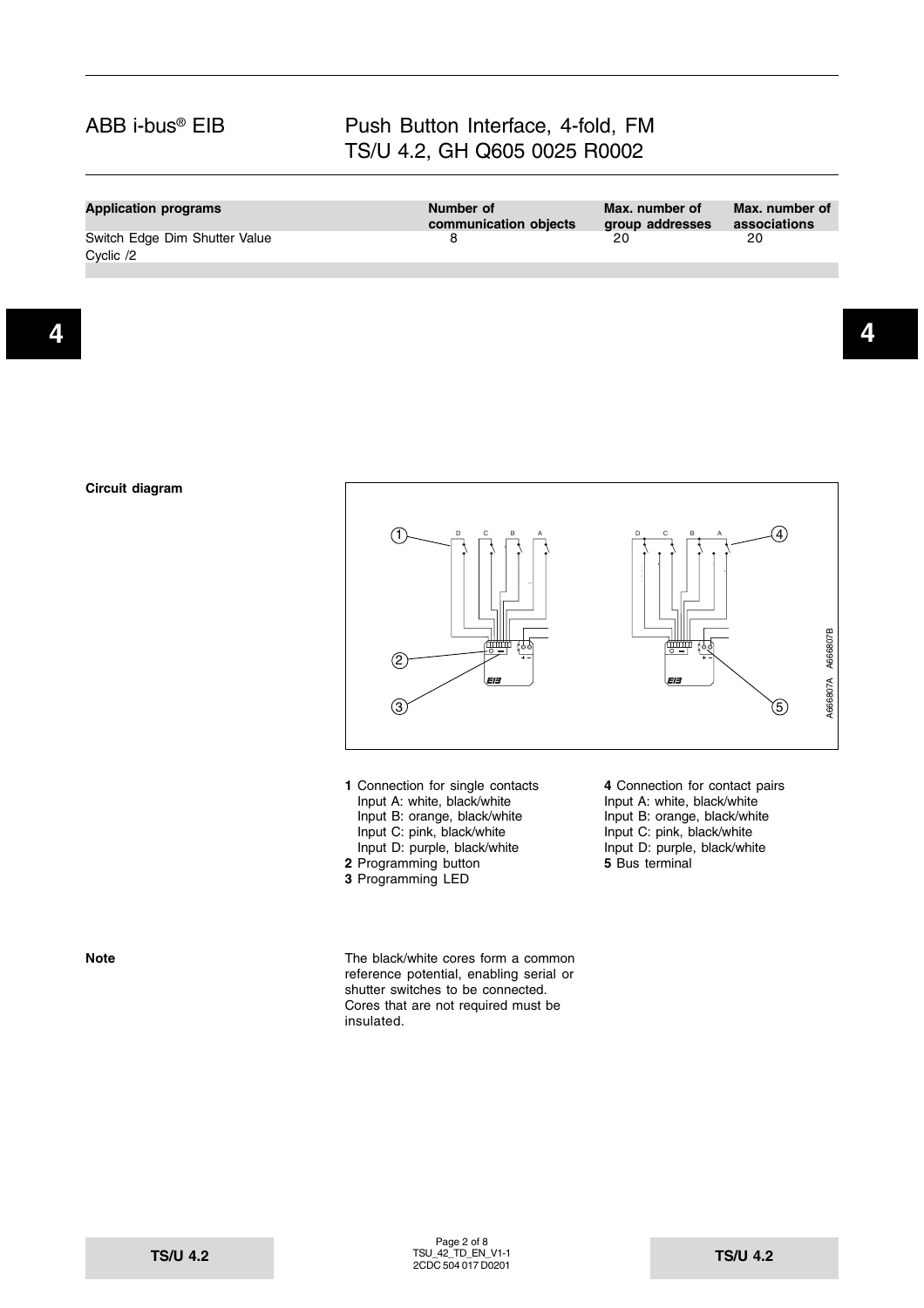| Application programs | Number of communication objects | Max. number of group addresses | Max. number of associations |
|---|---|---|---|
| Switch Edge Dim Shutter Value Cyclic /2 | 8 | 20 | 20 |

**Circuit diagram**

**1** Connection for single contacts
Input A: white, black/white
Input B: orange, black/white
Input C: pink, black/white
Input D: purple, black/white
**2** Programming button
**3** Programming LED

**4** Connection for contact pairs
Input A: white, black/white
Input B: orange, black/white
Input C: pink, black/white
Input D: purple, black/white
**5** Bus terminal

**Note**

The black/white cores form a common reference potential, enabling serial or shutter switches to be connected. Cores that are not required must be insulated.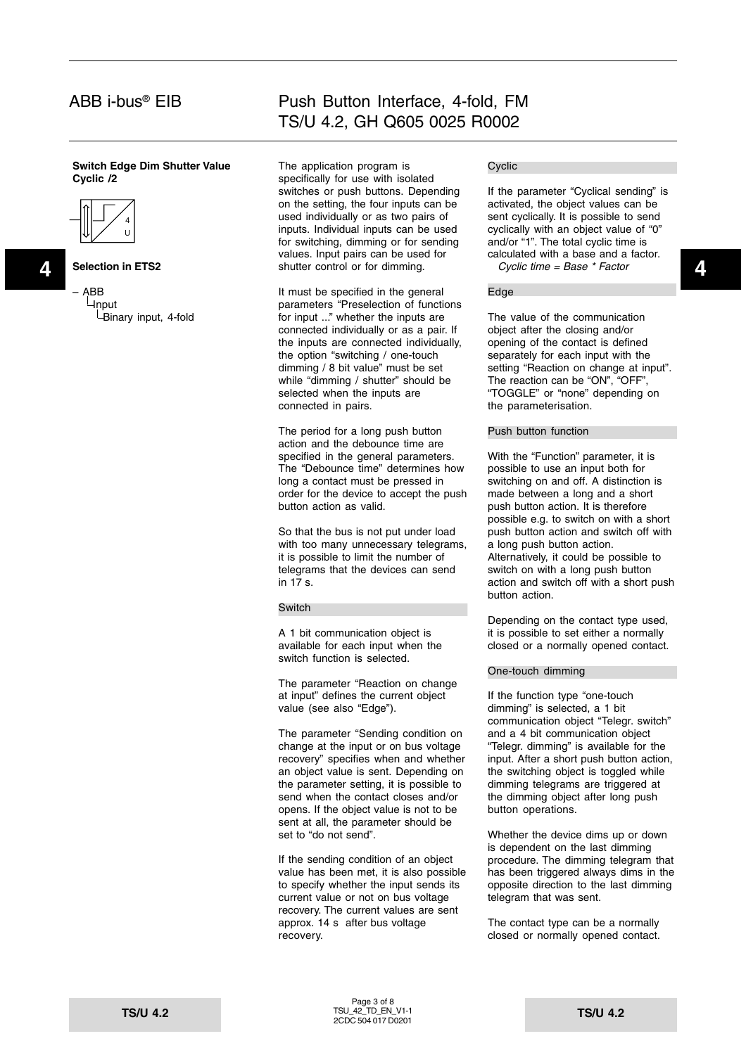**Switch Edge Dim Shutter Value Cyclic /2**

**Selection in ETS2**

– ABB
  └Input
    └Binary input, 4-fold

The application program is specifically for use with isolated switches or push buttons. Depending on the setting, the four inputs can be used individually or as two pairs of inputs. Individual inputs can be used for switching, dimming or for sending values. Input pairs can be used for shutter control or for dimming.

It must be specified in the general parameters "Preselection of functions for input ..." whether the inputs are connected individually or as a pair. If the inputs are connected individually, the option "switching / one-touch dimming / 8 bit value" must be set while "dimming / shutter" should be selected when the inputs are connected in pairs.

The period for a long push button action and the debounce time are specified in the general parameters. The "Debounce time" determines how long a contact must be pressed in order for the device to accept the push button action as valid.

So that the bus is not put under load with too many unnecessary telegrams, it is possible to limit the number of telegrams that the devices can send in 17 s.

### Switch

A 1 bit communication object is available for each input when the switch function is selected.

The parameter "Reaction on change at input" defines the current object value (see also "Edge").

The parameter "Sending condition on change at the input or on bus voltage recovery" specifies when and whether an object value is sent. Depending on the parameter setting, it is possible to send when the contact closes and/or opens. If the object value is not to be sent at all, the parameter should be set to "do not send".

If the sending condition of an object value has been met, it is also possible to specify whether the input sends its current value or not on bus voltage recovery. The current values are sent approx. 14 s after bus voltage recovery.

### Cyclic

If the parameter "Cyclical sending" is activated, the object values can be sent cyclically. It is possible to send cyclically with an object value of "0" and/or "1". The total cyclic time is calculated with a base and a factor.
*Cyclic time = Base * Factor*

### Edge

The value of the communication object after the closing and/or opening of the contact is defined separately for each input with the setting "Reaction on change at input". The reaction can be "ON", "OFF", "TOGGLE" or "none" depending on the parameterisation.

### Push button function

With the "Function" parameter, it is possible to use an input both for switching on and off. A distinction is made between a long and a short push button action. It is therefore possible e.g. to switch on with a short push button action and switch off with a long push button action. Alternatively, it could be possible to switch on with a long push button action and switch off with a short push button action.

Depending on the contact type used, it is possible to set either a normally closed or a normally opened contact.

### One-touch dimming

If the function type "one-touch dimming" is selected, a 1 bit communication object "Telegr. switch" and a 4 bit communication object "Telegr. dimming" is available for the input. After a short push button action, the switching object is toggled while dimming telegrams are triggered at the dimming object after long push button operations.

Whether the device dims up or down is dependent on the last dimming procedure. The dimming telegram that has been triggered always dims in the opposite direction to the last dimming telegram that was sent.

The contact type can be a normally closed or normally opened contact.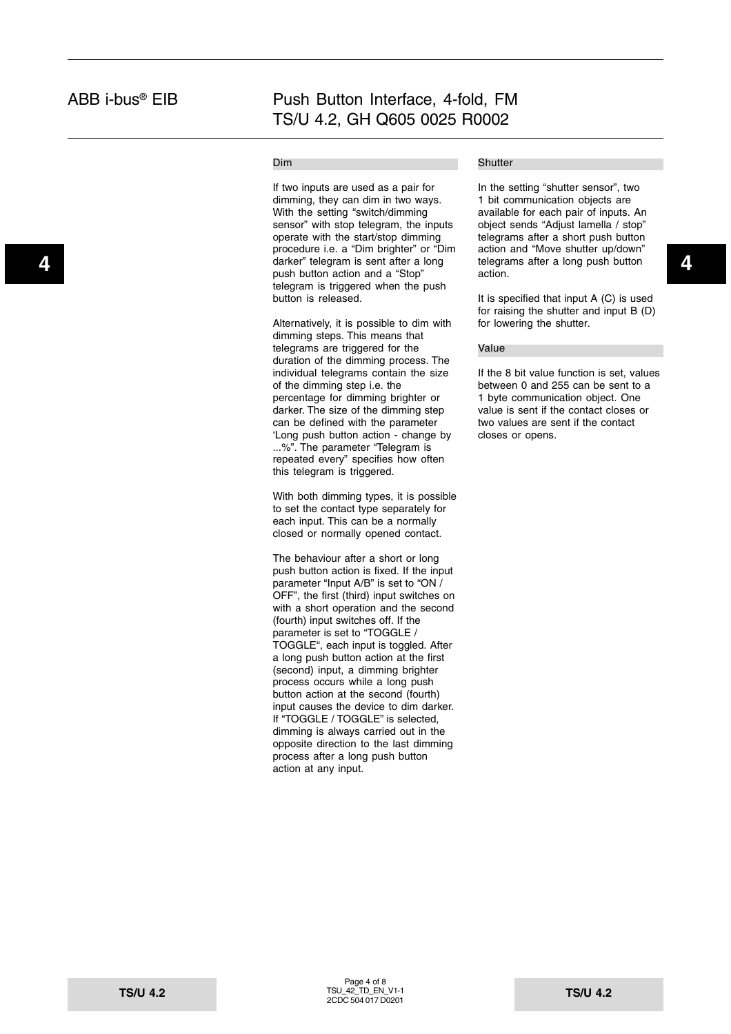### Dim

If two inputs are used as a pair for dimming, they can dim in two ways. With the setting "switch/dimming sensor" with stop telegram, the inputs operate with the start/stop dimming procedure i.e. a "Dim brighter" or "Dim darker" telegram is sent after a long push button action and a "Stop" telegram is triggered when the push button is released.

Alternatively, it is possible to dim with dimming steps. This means that telegrams are triggered for the duration of the dimming process. The individual telegrams contain the size of the dimming step i.e. the percentage for dimming brighter or darker. The size of the dimming step can be defined with the parameter 'Long push button action - change by ...%". The parameter "Telegram is repeated every" specifies how often this telegram is triggered.

With both dimming types, it is possible to set the contact type separately for each input. This can be a normally closed or normally opened contact.

The behaviour after a short or long push button action is fixed. If the input parameter "Input A/B" is set to "ON / OFF", the first (third) input switches on with a short operation and the second (fourth) input switches off. If the parameter is set to "TOGGLE / TOGGLE", each input is toggled. After a long push button action at the first (second) input, a dimming brighter process occurs while a long push button action at the second (fourth) input causes the device to dim darker. If "TOGGLE / TOGGLE" is selected, dimming is always carried out in the opposite direction to the last dimming process after a long push button action at any input.

### Shutter

In the setting "shutter sensor", two 1 bit communication objects are available for each pair of inputs. An object sends "Adjust lamella / stop" telegrams after a short push button action and "Move shutter up/down" telegrams after a long push button action.

It is specified that input A (C) is used for raising the shutter and input B (D) for lowering the shutter.

### Value

If the 8 bit value function is set, values between 0 and 255 can be sent to a 1 byte communication object. One value is sent if the contact closes or two values are sent if the contact closes or opens.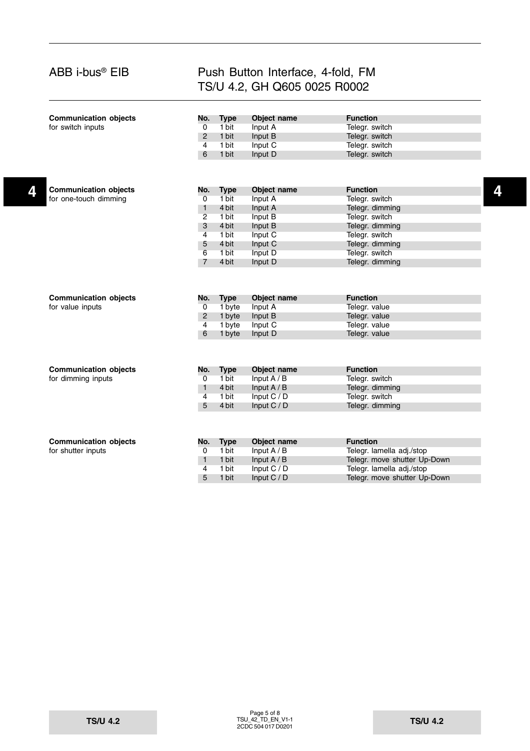**Communication objects**
for switch inputs

| No. | Type | Object name | Function |
|---|---|---|---|
| 0 | 1 bit | Input A | Telegr. switch |
| 2 | 1 bit | Input B | Telegr. switch |
| 4 | 1 bit | Input C | Telegr. switch |
| 6 | 1 bit | Input D | Telegr. switch |

**Communication objects**
for one-touch dimming

| No. | Type | Object name | Function |
|---|---|---|---|
| 0 | 1 bit | Input A | Telegr. switch |
| 1 | 4 bit | Input A | Telegr. dimming |
| 2 | 1 bit | Input B | Telegr. switch |
| 3 | 4 bit | Input B | Telegr. dimming |
| 4 | 1 bit | Input C | Telegr. switch |
| 5 | 4 bit | Input C | Telegr. dimming |
| 6 | 1 bit | Input D | Telegr. switch |
| 7 | 4 bit | Input D | Telegr. dimming |

**Communication objects**
for value inputs

| No. | Type | Object name | Function |
|---|---|---|---|
| 0 | 1 byte | Input A | Telegr. value |
| 2 | 1 byte | Input B | Telegr. value |
| 4 | 1 byte | Input C | Telegr. value |
| 6 | 1 byte | Input D | Telegr. value |

**Communication objects**
for dimming inputs

| No. | Type | Object name | Function |
|---|---|---|---|
| 0 | 1 bit | Input A / B | Telegr. switch |
| 1 | 4 bit | Input A / B | Telegr. dimming |
| 4 | 1 bit | Input C / D | Telegr. switch |
| 5 | 4 bit | Input C / D | Telegr. dimming |

**Communication objects**
for shutter inputs

| No. | Type | Object name | Function |
|---|---|---|---|
| 0 | 1 bit | Input A / B | Telegr. lamella adj./stop |
| 1 | 1 bit | Input A / B | Telegr. move shutter Up-Down |
| 4 | 1 bit | Input C / D | Telegr. lamella adj./stop |
| 5 | 1 bit | Input C / D | Telegr. move shutter Up-Down |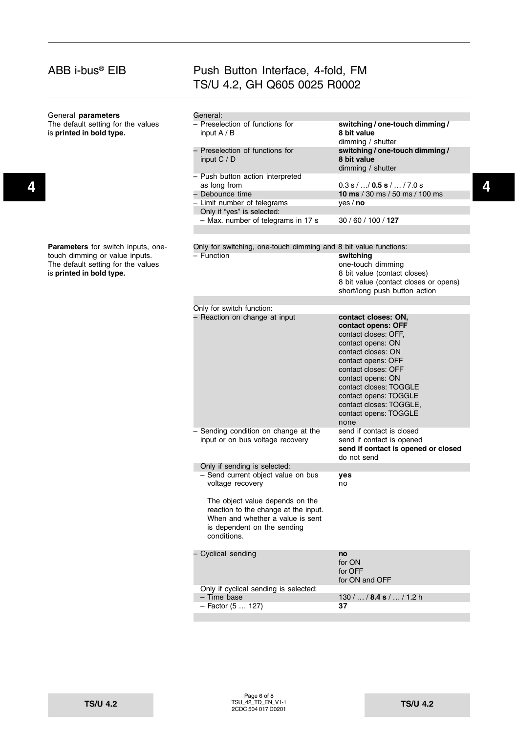General **parameters**
The default setting for the values is **printed in bold type.**

| General: | |
|---|---|
| – Preselection of functions for input A / B | **switching / one-touch dimming / 8 bit value** dimming / shutter |
| – Preselection of functions for input C / D | **switching / one-touch dimming / 8 bit value** dimming / shutter |
| – Push button action interpreted as long from | 0.3 s / …/ **0.5 s** / … / 7.0 s |
| – Debounce time | **10 ms** / 30 ms / 50 ms / 100 ms |
| – Limit number of telegrams | yes / **no** |
| Only if “yes” is selected: | |
| – Max. number of telegrams in 17 s | 30 / 60 / 100 / **127** |

**Parameters** for switch inputs, one-touch dimming or value inputs.
The default setting for the values is **printed in bold type.**

| Only for switching, one-touch dimming and 8 bit value functions: | |
|---|---|
| – Function | **switching**<br>one-touch dimming<br>8 bit value (contact closes)<br>8 bit value (contact closes or opens)<br>short/long push button action |
| Only for switch function: | |
| – Reaction on change at input | **contact closes: ON, contact opens: OFF**<br>contact closes: OFF, contact opens: ON<br>contact closes: ON<br>contact opens: OFF<br>contact closes: OFF<br>contact opens: ON<br>contact closes: TOGGLE<br>contact opens: TOGGLE<br>contact closes: TOGGLE, contact opens: TOGGLE<br>none |
| – Sending condition on change at the input or on bus voltage recovery | send if contact is closed<br>send if contact is opened<br>**send if contact is opened or closed**<br>do not send |
| Only if sending is selected: | |
| – Send current object value on bus voltage recovery | **yes**<br>no |
| The object value depends on the reaction to the change at the input. When and whether a value is sent is dependent on the sending conditions. | |
| – Cyclical sending | **no**<br>for ON<br>for OFF<br>for ON and OFF |
| Only if cyclical sending is selected: | |
| – Time base | 130 / … / **8.4 s** / … / 1.2 h |
| – Factor (5 … 127) | **37** |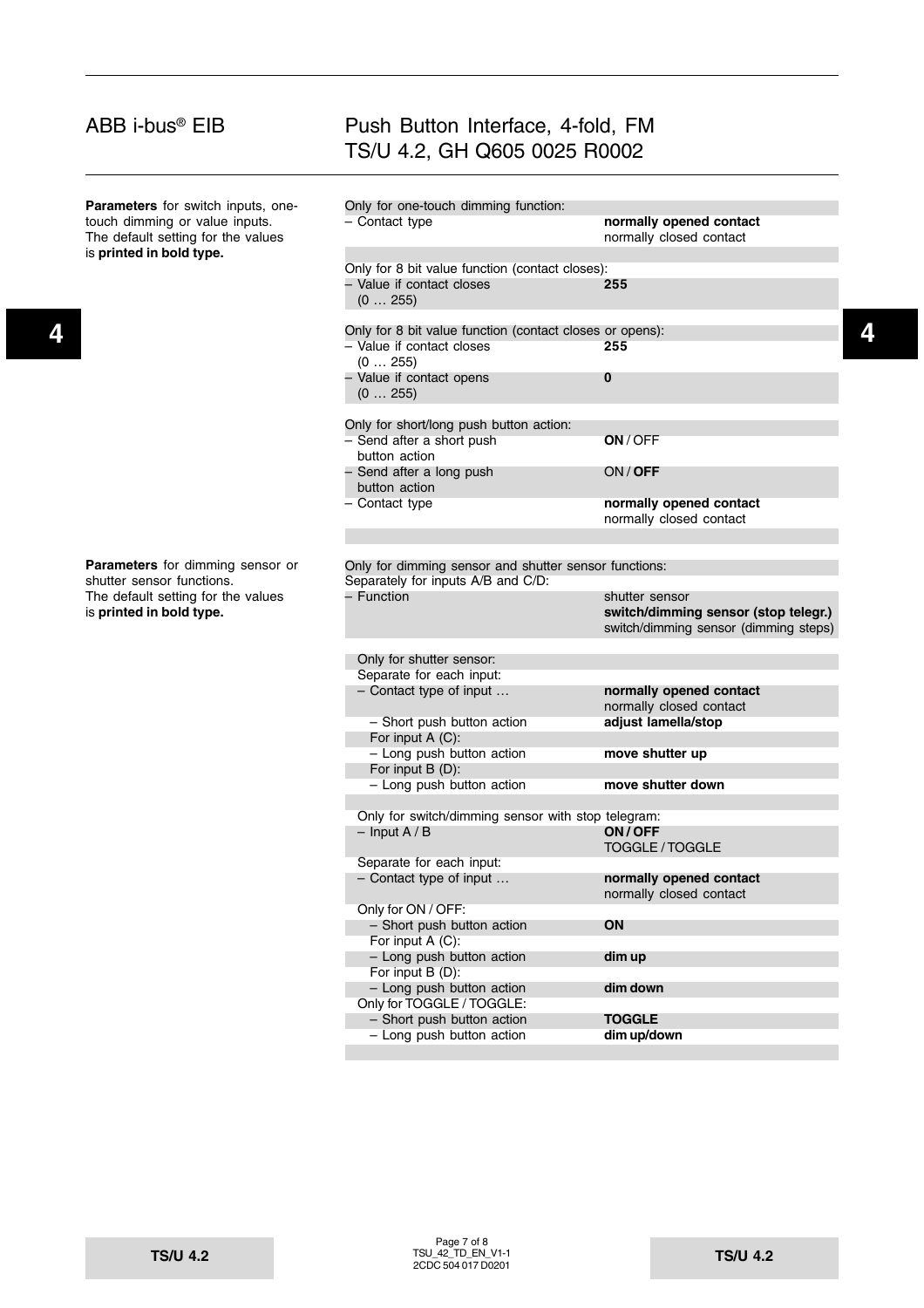**Parameters** for switch inputs, one-touch dimming or value inputs.
The default setting for the values is **printed in bold type.**

| | |
|---|---|
| Only for one-touch dimming function: | |
| – Contact type | **normally opened contact**<br>normally closed contact |
| | |
| Only for 8 bit value function (contact closes): | |
| – Value if contact closes (0 … 255) | **255** |
| | |
| Only for 8 bit value function (contact closes or opens): | |
| – Value if contact closes (0 … 255) | **255** |
| – Value if contact opens (0 … 255) | **0** |
| | |
| Only for short/long push button action: | |
| – Send after a short push button action | **ON** / OFF |
| – Send after a long push button action | ON / **OFF** |
| – Contact type | **normally opened contact**<br>normally closed contact |

**Parameters** for dimming sensor or shutter sensor functions.
The default setting for the values is **printed in bold type.**

| | |
|---|---|
| Only for dimming sensor and shutter sensor functions:<br>Separately for inputs A/B and C/D: | |
| – Function | shutter sensor<br>**switch/dimming sensor (stop telegr.)**<br>switch/dimming sensor (dimming steps) |
| | |
| Only for shutter sensor:<br>Separate for each input: | |
| – Contact type of input … | **normally opened contact**<br>normally closed contact |
| – Short push button action | **adjust lamella/stop** |
| For input A (C):<br>– Long push button action | **move shutter up** |
| For input B (D):<br>– Long push button action | **move shutter down** |
| | |
| Only for switch/dimming sensor with stop telegram: | |
| – Input A / B | **ON / OFF**<br>TOGGLE / TOGGLE |
| Separate for each input: | |
| – Contact type of input … | **normally opened contact**<br>normally closed contact |
| Only for ON / OFF: | |
| – Short push button action | **ON** |
| For input A (C):<br>– Long push button action | **dim up** |
| For input B (D):<br>– Long push button action | **dim down** |
| Only for TOGGLE / TOGGLE: | |
| – Short push button action | **TOGGLE** |
| – Long push button action | **dim up/down** |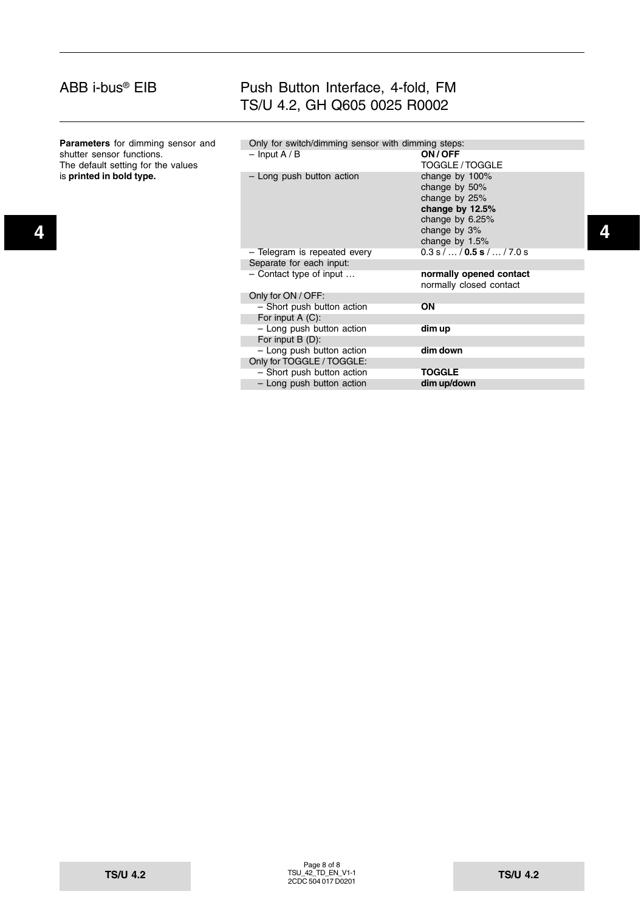**Parameters** for dimming sensor and shutter sensor functions.
The default setting for the values is **printed in bold type.**

| | |
|---|---|
| Only for switch/dimming sensor with dimming steps: | |
| – Input A / B | **ON / OFF**<br>TOGGLE / TOGGLE |
| – Long push button action | change by 100%<br>change by 50%<br>change by 25%<br>**change by 12.5%**<br>change by 6.25%<br>change by 3%<br>change by 1.5% |
| – Telegram is repeated every | 0.3 s / … / **0.5 s** / … / 7.0 s |
| Separate for each input: | |
| – Contact type of input … | **normally opened contact**<br>normally closed contact |
| Only for ON / OFF: | |
| – Short push button action | **ON** |
| For input A (C): | |
| – Long push button action | **dim up** |
| For input B (D): | |
| – Long push button action | **dim down** |
| Only for TOGGLE / TOGGLE: | |
| – Short push button action | **TOGGLE** |
| – Long push button action | **dim up/down** |